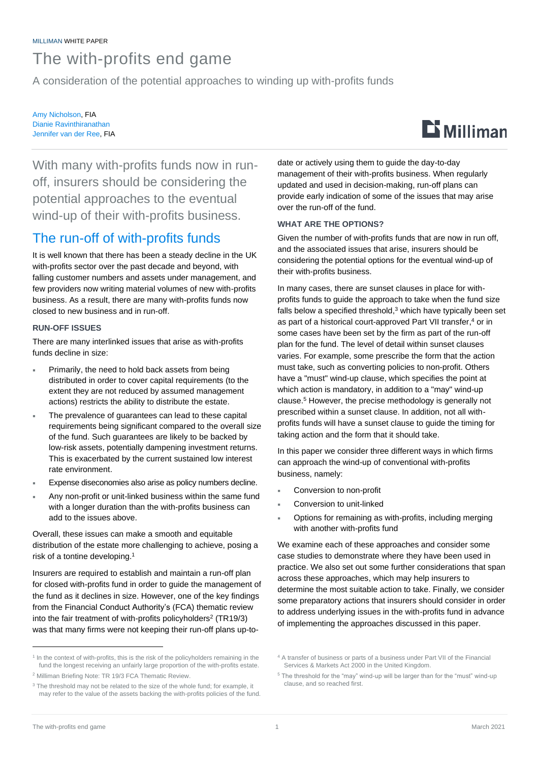MILLIMAN WHITE PAPER

# The with-profits end game

A consideration of the potential approaches to winding up with-profits funds

Amy Nicholson, FIA
Dianie Ravinthiranathan
Jennifer van der Ree, FIA

With many with-profits funds now in run-off, insurers should be considering the potential approaches to the eventual wind-up of their with-profits business.

## The run-off of with-profits funds

It is well known that there has been a steady decline in the UK with-profits sector over the past decade and beyond, with falling customer numbers and assets under management, and few providers now writing material volumes of new with-profits business. As a result, there are many with-profits funds now closed to new business and in run-off.

### RUN-OFF ISSUES

There are many interlinked issues that arise as with-profits funds decline in size:

- Primarily, the need to hold back assets from being distributed in order to cover capital requirements (to the extent they are not reduced by assumed management actions) restricts the ability to distribute the estate.
- The prevalence of guarantees can lead to these capital requirements being significant compared to the overall size of the fund. Such guarantees are likely to be backed by low-risk assets, potentially dampening investment returns. This is exacerbated by the current sustained low interest rate environment.
- Expense diseconomies also arise as policy numbers decline.
- Any non-profit or unit-linked business within the same fund with a longer duration than the with-profits business can add to the issues above.

Overall, these issues can make a smooth and equitable distribution of the estate more challenging to achieve, posing a risk of a tontine developing.[1]

Insurers are required to establish and maintain a run-off plan for closed with-profits fund in order to guide the management of the fund as it declines in size. However, one of the key findings from the Financial Conduct Authority's (FCA) thematic review into the fair treatment of with-profits policyholders[2] (TR19/3) was that many firms were not keeping their run-off plans up-to-date or actively using them to guide the day-to-day management of their with-profits business. When regularly updated and used in decision-making, run-off plans can provide early indication of some of the issues that may arise over the run-off of the fund.

### WHAT ARE THE OPTIONS?

Given the number of with-profits funds that are now in run off, and the associated issues that arise, insurers should be considering the potential options for the eventual wind-up of their with-profits business.

In many cases, there are sunset clauses in place for with-profits funds to guide the approach to take when the fund size falls below a specified threshold,[3] which have typically been set as part of a historical court-approved Part VII transfer,[4] or in some cases have been set by the firm as part of the run-off plan for the fund. The level of detail within sunset clauses varies. For example, some prescribe the form that the action must take, such as converting policies to non-profit. Others have a "must" wind-up clause, which specifies the point at which action is mandatory, in addition to a "may" wind-up clause.[5] However, the precise methodology is generally not prescribed within a sunset clause. In addition, not all with-profits funds will have a sunset clause to guide the timing for taking action and the form that it should take.

In this paper we consider three different ways in which firms can approach the wind-up of conventional with-profits business, namely:

- Conversion to non-profit
- Conversion to unit-linked
- Options for remaining as with-profits, including merging with another with-profits fund

We examine each of these approaches and consider some case studies to demonstrate where they have been used in practice. We also set out some further considerations that span across these approaches, which may help insurers to determine the most suitable action to take. Finally, we consider some preparatory actions that insurers should consider in order to address underlying issues in the with-profits fund in advance of implementing the approaches discussed in this paper.

[1] In the context of with-profits, this is the risk of the policyholders remaining in the fund the longest receiving an unfairly large proportion of the with-profits estate.

[2] Milliman Briefing Note: TR 19/3 FCA Thematic Review.

[3] The threshold may not be related to the size of the whole fund; for example, it may refer to the value of the assets backing the with-profits policies of the fund.

[4] A transfer of business or parts of a business under Part VII of the Financial Services & Markets Act 2000 in the United Kingdom.

[5] The threshold for the "may" wind-up will be larger than for the "must" wind-up clause, and so reached first.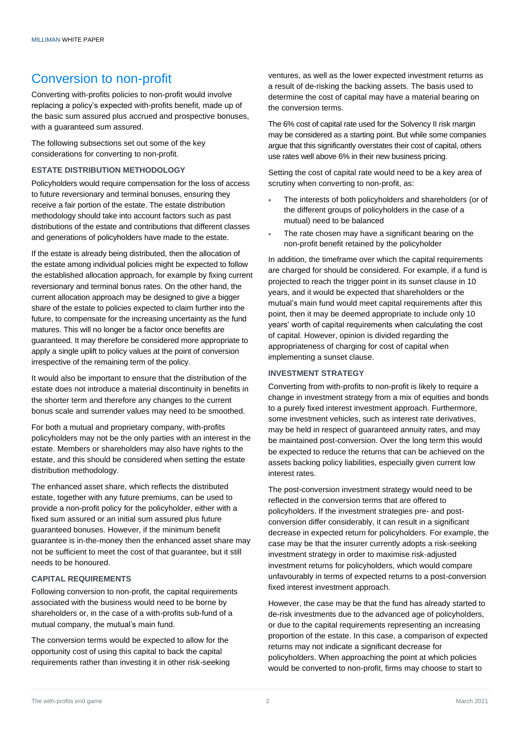## Conversion to non-profit

Converting with-profits policies to non-profit would involve replacing a policy's expected with-profits benefit, made up of the basic sum assured plus accrued and prospective bonuses, with a guaranteed sum assured.

The following subsections set out some of the key considerations for converting to non-profit.

### ESTATE DISTRIBUTION METHODOLOGY

Policyholders would require compensation for the loss of access to future reversionary and terminal bonuses, ensuring they receive a fair portion of the estate. The estate distribution methodology should take into account factors such as past distributions of the estate and contributions that different classes and generations of policyholders have made to the estate.

If the estate is already being distributed, then the allocation of the estate among individual policies might be expected to follow the established allocation approach, for example by fixing current reversionary and terminal bonus rates. On the other hand, the current allocation approach may be designed to give a bigger share of the estate to policies expected to claim further into the future, to compensate for the increasing uncertainty as the fund matures. This will no longer be a factor once benefits are guaranteed. It may therefore be considered more appropriate to apply a single uplift to policy values at the point of conversion irrespective of the remaining term of the policy.

It would also be important to ensure that the distribution of the estate does not introduce a material discontinuity in benefits in the shorter term and therefore any changes to the current bonus scale and surrender values may need to be smoothed.

For both a mutual and proprietary company, with-profits policyholders may not be the only parties with an interest in the estate. Members or shareholders may also have rights to the estate, and this should be considered when setting the estate distribution methodology.

The enhanced asset share, which reflects the distributed estate, together with any future premiums, can be used to provide a non-profit policy for the policyholder, either with a fixed sum assured or an initial sum assured plus future guaranteed bonuses. However, if the minimum benefit guarantee is in-the-money then the enhanced asset share may not be sufficient to meet the cost of that guarantee, but it still needs to be honoured.

### CAPITAL REQUIREMENTS

Following conversion to non-profit, the capital requirements associated with the business would need to be borne by shareholders or, in the case of a with-profits sub-fund of a mutual company, the mutual's main fund.

The conversion terms would be expected to allow for the opportunity cost of using this capital to back the capital requirements rather than investing it in other risk-seeking ventures, as well as the lower expected investment returns as a result of de-risking the backing assets. The basis used to determine the cost of capital may have a material bearing on the conversion terms.

The 6% cost of capital rate used for the Solvency II risk margin may be considered as a starting point. But while some companies argue that this significantly overstates their cost of capital, others use rates well above 6% in their new business pricing.

Setting the cost of capital rate would need to be a key area of scrutiny when converting to non-profit, as:

- The interests of both policyholders and shareholders (or of the different groups of policyholders in the case of a mutual) need to be balanced
- The rate chosen may have a significant bearing on the non-profit benefit retained by the policyholder

In addition, the timeframe over which the capital requirements are charged for should be considered. For example, if a fund is projected to reach the trigger point in its sunset clause in 10 years, and it would be expected that shareholders or the mutual's main fund would meet capital requirements after this point, then it may be deemed appropriate to include only 10 years' worth of capital requirements when calculating the cost of capital. However, opinion is divided regarding the appropriateness of charging for cost of capital when implementing a sunset clause.

### INVESTMENT STRATEGY

Converting from with-profits to non-profit is likely to require a change in investment strategy from a mix of equities and bonds to a purely fixed interest investment approach. Furthermore, some investment vehicles, such as interest rate derivatives, may be held in respect of guaranteed annuity rates, and may be maintained post-conversion. Over the long term this would be expected to reduce the returns that can be achieved on the assets backing policy liabilities, especially given current low interest rates.

The post-conversion investment strategy would need to be reflected in the conversion terms that are offered to policyholders. If the investment strategies pre- and post-conversion differ considerably, it can result in a significant decrease in expected return for policyholders. For example, the case may be that the insurer currently adopts a risk-seeking investment strategy in order to maximise risk-adjusted investment returns for policyholders, which would compare unfavourably in terms of expected returns to a post-conversion fixed interest investment approach.

However, the case may be that the fund has already started to de-risk investments due to the advanced age of policyholders, or due to the capital requirements representing an increasing proportion of the estate. In this case, a comparison of expected returns may not indicate a significant decrease for policyholders. When approaching the point at which policies would be converted to non-profit, firms may choose to start to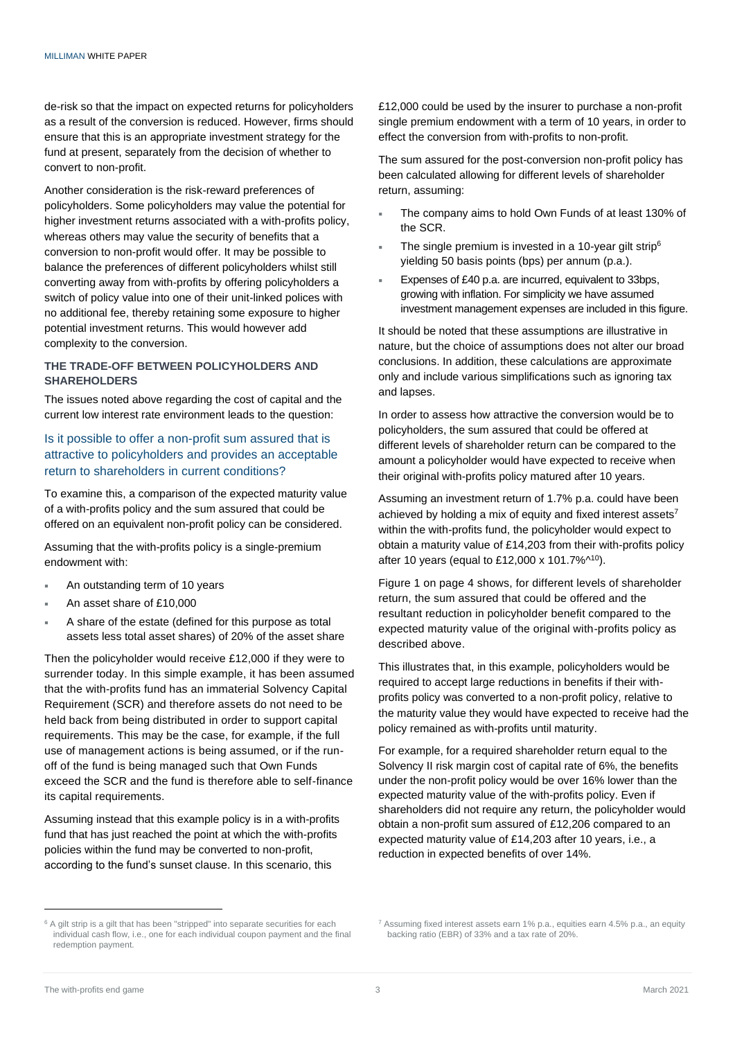de-risk so that the impact on expected returns for policyholders as a result of the conversion is reduced. However, firms should ensure that this is an appropriate investment strategy for the fund at present, separately from the decision of whether to convert to non-profit.

Another consideration is the risk-reward preferences of policyholders. Some policyholders may value the potential for higher investment returns associated with a with-profits policy, whereas others may value the security of benefits that a conversion to non-profit would offer. It may be possible to balance the preferences of different policyholders whilst still converting away from with-profits by offering policyholders a switch of policy value into one of their unit-linked polices with no additional fee, thereby retaining some exposure to higher potential investment returns. This would however add complexity to the conversion.

### THE TRADE-OFF BETWEEN POLICYHOLDERS AND SHAREHOLDERS

The issues noted above regarding the cost of capital and the current low interest rate environment leads to the question:

#### Is it possible to offer a non-profit sum assured that is attractive to policyholders and provides an acceptable return to shareholders in current conditions?

To examine this, a comparison of the expected maturity value of a with-profits policy and the sum assured that could be offered on an equivalent non-profit policy can be considered.

Assuming that the with-profits policy is a single-premium endowment with:

- An outstanding term of 10 years
- An asset share of £10,000
- A share of the estate (defined for this purpose as total assets less total asset shares) of 20% of the asset share

Then the policyholder would receive £12,000 if they were to surrender today. In this simple example, it has been assumed that the with-profits fund has an immaterial Solvency Capital Requirement (SCR) and therefore assets do not need to be held back from being distributed in order to support capital requirements. This may be the case, for example, if the full use of management actions is being assumed, or if the run-off of the fund is being managed such that Own Funds exceed the SCR and the fund is therefore able to self-finance its capital requirements.

Assuming instead that this example policy is in a with-profits fund that has just reached the point at which the with-profits policies within the fund may be converted to non-profit, according to the fund's sunset clause. In this scenario, this £12,000 could be used by the insurer to purchase a non-profit single premium endowment with a term of 10 years, in order to effect the conversion from with-profits to non-profit.

The sum assured for the post-conversion non-profit policy has been calculated allowing for different levels of shareholder return, assuming:

- The company aims to hold Own Funds of at least 130% of the SCR.
- The single premium is invested in a 10-year gilt strip[6] yielding 50 basis points (bps) per annum (p.a.).
- Expenses of £40 p.a. are incurred, equivalent to 33bps, growing with inflation. For simplicity we have assumed investment management expenses are included in this figure.

It should be noted that these assumptions are illustrative in nature, but the choice of assumptions does not alter our broad conclusions. In addition, these calculations are approximate only and include various simplifications such as ignoring tax and lapses.

In order to assess how attractive the conversion would be to policyholders, the sum assured that could be offered at different levels of shareholder return can be compared to the amount a policyholder would have expected to receive when their original with-profits policy matured after 10 years.

Assuming an investment return of 1.7% p.a. could have been achieved by holding a mix of equity and fixed interest assets[7] within the with-profits fund, the policyholder would expect to obtain a maturity value of £14,203 from their with-profits policy after 10 years (equal to £12,000 x 101.7%^10).

Figure 1 on page 4 shows, for different levels of shareholder return, the sum assured that could be offered and the resultant reduction in policyholder benefit compared to the expected maturity value of the original with-profits policy as described above.

This illustrates that, in this example, policyholders would be required to accept large reductions in benefits if their with-profits policy was converted to a non-profit policy, relative to the maturity value they would have expected to receive had the policy remained as with-profits until maturity.

For example, for a required shareholder return equal to the Solvency II risk margin cost of capital rate of 6%, the benefits under the non-profit policy would be over 16% lower than the expected maturity value of the with-profits policy. Even if shareholders did not require any return, the policyholder would obtain a non-profit sum assured of £12,206 compared to an expected maturity value of £14,203 after 10 years, i.e., a reduction in expected benefits of over 14%.

---

[6] A gilt strip is a gilt that has been "stripped" into separate securities for each individual cash flow, i.e., one for each individual coupon payment and the final redemption payment.

[7] Assuming fixed interest assets earn 1% p.a., equities earn 4.5% p.a., an equity backing ratio (EBR) of 33% and a tax rate of 20%.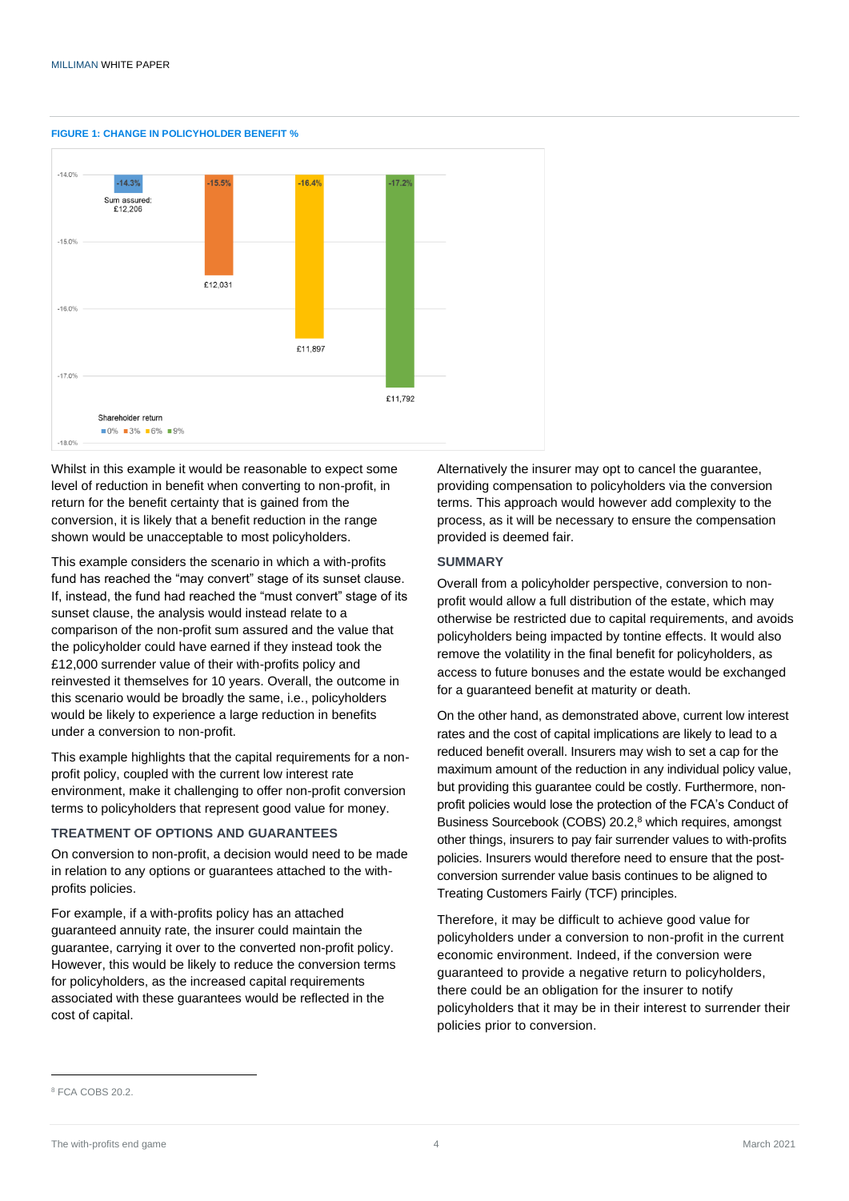**FIGURE 1: CHANGE IN POLICYHOLDER BENEFIT %**

| Shareholder return | Change in policyholder benefit | Sum assured |
| --- | --- | --- |
| 0% | -14.3% | £12,206 |
| 3% | -15.5% | £12,031 |
| 6% | -16.4% | £11,897 |
| 9% | -17.2% | £11,792 |

Whilst in this example it would be reasonable to expect some level of reduction in benefit when converting to non-profit, in return for the benefit certainty that is gained from the conversion, it is likely that a benefit reduction in the range shown would be unacceptable to most policyholders.

This example considers the scenario in which a with-profits fund has reached the "may convert" stage of its sunset clause. If, instead, the fund had reached the "must convert" stage of its sunset clause, the analysis would instead relate to a comparison of the non-profit sum assured and the value that the policyholder could have earned if they instead took the £12,000 surrender value of their with-profits policy and reinvested it themselves for 10 years. Overall, the outcome in this scenario would be broadly the same, i.e., policyholders would be likely to experience a large reduction in benefits under a conversion to non-profit.

This example highlights that the capital requirements for a non-profit policy, coupled with the current low interest rate environment, make it challenging to offer non-profit conversion terms to policyholders that represent good value for money.

### TREATMENT OF OPTIONS AND GUARANTEES

On conversion to non-profit, a decision would need to be made in relation to any options or guarantees attached to the with-profits policies.

For example, if a with-profits policy has an attached guaranteed annuity rate, the insurer could maintain the guarantee, carrying it over to the converted non-profit policy. However, this would be likely to reduce the conversion terms for policyholders, as the increased capital requirements associated with these guarantees would be reflected in the cost of capital.

Alternatively the insurer may opt to cancel the guarantee, providing compensation to policyholders via the conversion terms. This approach would however add complexity to the process, as it will be necessary to ensure the compensation provided is deemed fair.

### SUMMARY

Overall from a policyholder perspective, conversion to non-profit would allow a full distribution of the estate, which may otherwise be restricted due to capital requirements, and avoids policyholders being impacted by tontine effects. It would also remove the volatility in the final benefit for policyholders, as access to future bonuses and the estate would be exchanged for a guaranteed benefit at maturity or death.

On the other hand, as demonstrated above, current low interest rates and the cost of capital implications are likely to lead to a reduced benefit overall. Insurers may wish to set a cap for the maximum amount of the reduction in any individual policy value, but providing this guarantee could be costly. Furthermore, non-profit policies would lose the protection of the FCA's Conduct of Business Sourcebook (COBS) 20.2,[8] which requires, amongst other things, insurers to pay fair surrender values to with-profits policies. Insurers would therefore need to ensure that the post-conversion surrender value basis continues to be aligned to Treating Customers Fairly (TCF) principles.

Therefore, it may be difficult to achieve good value for policyholders under a conversion to non-profit in the current economic environment. Indeed, if the conversion were guaranteed to provide a negative return to policyholders, there could be an obligation for the insurer to notify policyholders that it may be in their interest to surrender their policies prior to conversion.

---

[8] FCA COBS 20.2.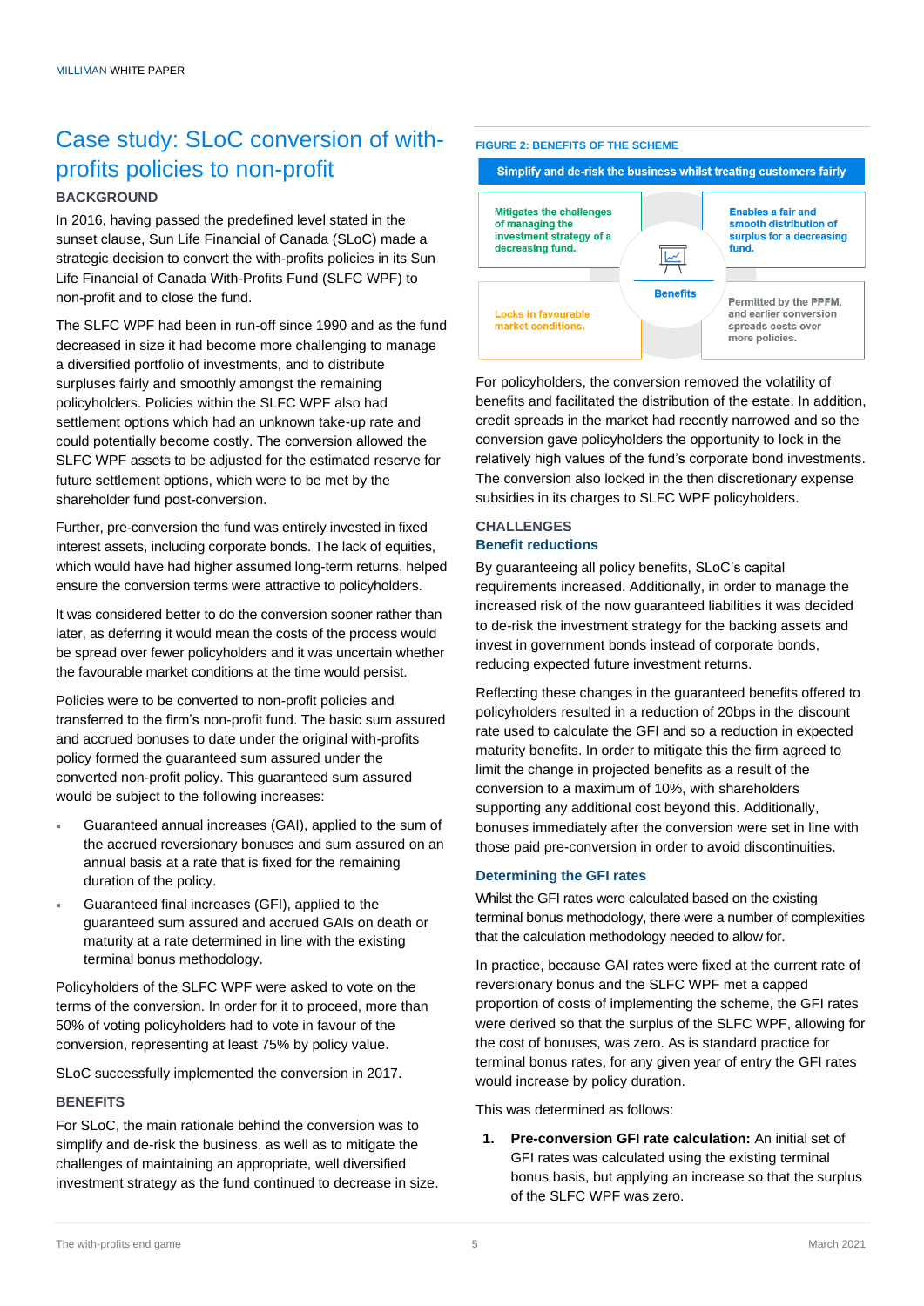# Case study: SLoC conversion of with-profits policies to non-profit

## BACKGROUND

In 2016, having passed the predefined level stated in the sunset clause, Sun Life Financial of Canada (SLoC) made a strategic decision to convert the with-profits policies in its Sun Life Financial of Canada With-Profits Fund (SLFC WPF) to non-profit and to close the fund.

The SLFC WPF had been in run-off since 1990 and as the fund decreased in size it had become more challenging to manage a diversified portfolio of investments, and to distribute surpluses fairly and smoothly amongst the remaining policyholders. Policies within the SLFC WPF also had settlement options which had an unknown take-up rate and could potentially become costly. The conversion allowed the SLFC WPF assets to be adjusted for the estimated reserve for future settlement options, which were to be met by the shareholder fund post-conversion.

Further, pre-conversion the fund was entirely invested in fixed interest assets, including corporate bonds. The lack of equities, which would have had higher assumed long-term returns, helped ensure the conversion terms were attractive to policyholders.

It was considered better to do the conversion sooner rather than later, as deferring it would mean the costs of the process would be spread over fewer policyholders and it was uncertain whether the favourable market conditions at the time would persist.

Policies were to be converted to non-profit policies and transferred to the firm's non-profit fund. The basic sum assured and accrued bonuses to date under the original with-profits policy formed the guaranteed sum assured under the converted non-profit policy. This guaranteed sum assured would be subject to the following increases:

- Guaranteed annual increases (GAI), applied to the sum of the accrued reversionary bonuses and sum assured on an annual basis at a rate that is fixed for the remaining duration of the policy.
- Guaranteed final increases (GFI), applied to the guaranteed sum assured and accrued GAIs on death or maturity at a rate determined in line with the existing terminal bonus methodology.

Policyholders of the SLFC WPF were asked to vote on the terms of the conversion. In order for it to proceed, more than 50% of voting policyholders had to vote in favour of the conversion, representing at least 75% by policy value.

SLoC successfully implemented the conversion in 2017.

## BENEFITS

For SLoC, the main rationale behind the conversion was to simplify and de-risk the business, as well as to mitigate the challenges of maintaining an appropriate, well diversified investment strategy as the fund continued to decrease in size.

FIGURE 2: BENEFITS OF THE SCHEME

**Simplify and de-risk the business whilst treating customers fairly**

**Benefits**

- **Mitigates the challenges of managing the investment strategy of a decreasing fund.**
- **Enables a fair and smooth distribution of surplus for a decreasing fund.**
- **Locks in favourable market conditions.**
- **Permitted by the PPFM, and earlier conversion spreads costs over more policies.**

For policyholders, the conversion removed the volatility of benefits and facilitated the distribution of the estate. In addition, credit spreads in the market had recently narrowed and so the conversion gave policyholders the opportunity to lock in the relatively high values of the fund's corporate bond investments. The conversion also locked in the then discretionary expense subsidies in its charges to SLFC WPF policyholders.

## CHALLENGES

### Benefit reductions

By guaranteeing all policy benefits, SLoC's capital requirements increased. Additionally, in order to manage the increased risk of the now guaranteed liabilities it was decided to de-risk the investment strategy for the backing assets and invest in government bonds instead of corporate bonds, reducing expected future investment returns.

Reflecting these changes in the guaranteed benefits offered to policyholders resulted in a reduction of 20bps in the discount rate used to calculate the GFI and so a reduction in expected maturity benefits. In order to mitigate this the firm agreed to limit the change in projected benefits as a result of the conversion to a maximum of 10%, with shareholders supporting any additional cost beyond this. Additionally, bonuses immediately after the conversion were set in line with those paid pre-conversion in order to avoid discontinuities.

### Determining the GFI rates

Whilst the GFI rates were calculated based on the existing terminal bonus methodology, there were a number of complexities that the calculation methodology needed to allow for.

In practice, because GAI rates were fixed at the current rate of reversionary bonus and the SLFC WPF met a capped proportion of costs of implementing the scheme, the GFI rates were derived so that the surplus of the SLFC WPF, allowing for the cost of bonuses, was zero. As is standard practice for terminal bonus rates, for any given year of entry the GFI rates would increase by policy duration.

This was determined as follows:

1. **Pre-conversion GFI rate calculation:** An initial set of GFI rates was calculated using the existing terminal bonus basis, but applying an increase so that the surplus of the SLFC WPF was zero.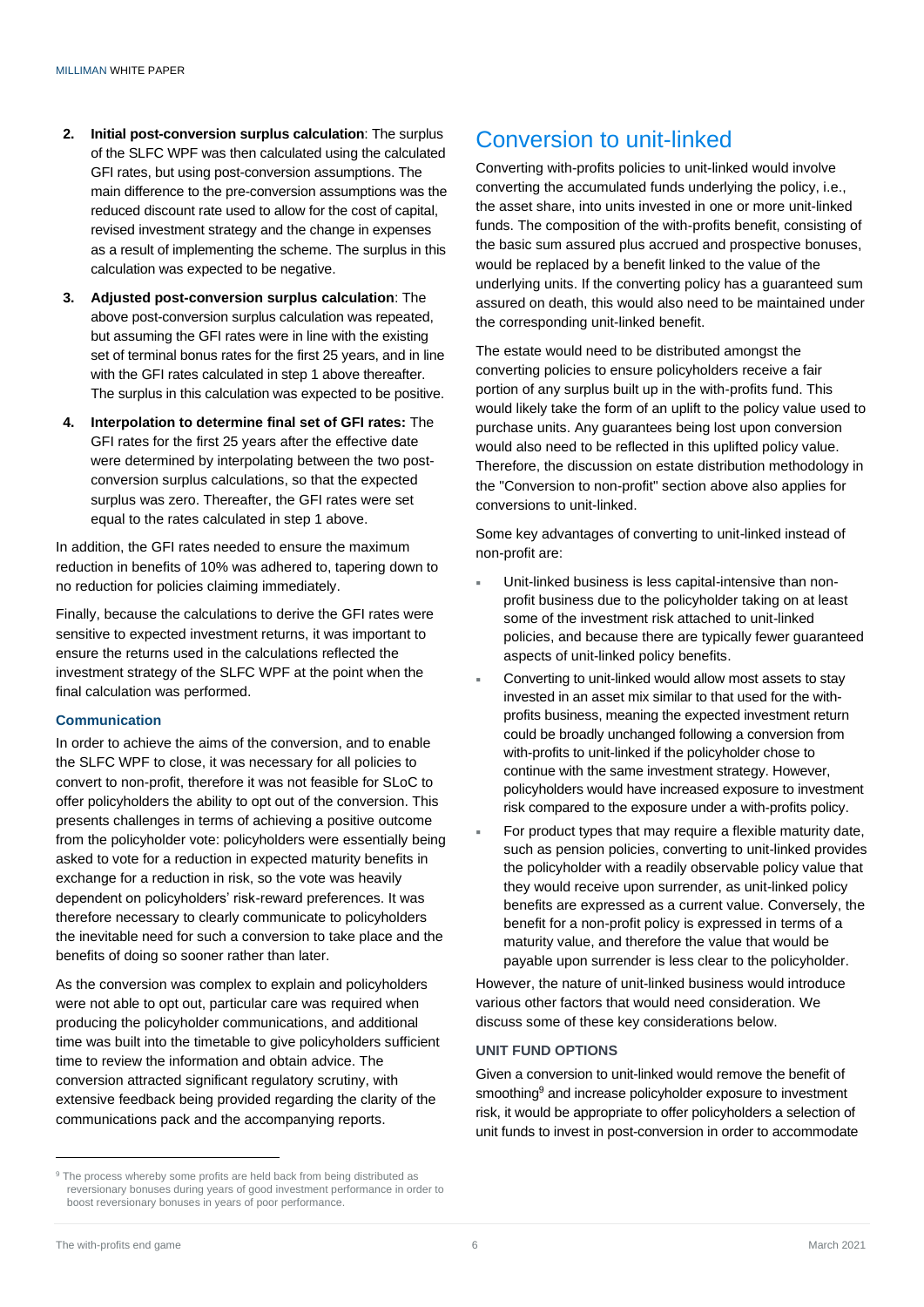2. **Initial post-conversion surplus calculation**: The surplus of the SLFC WPF was then calculated using the calculated GFI rates, but using post-conversion assumptions. The main difference to the pre-conversion assumptions was the reduced discount rate used to allow for the cost of capital, revised investment strategy and the change in expenses as a result of implementing the scheme. The surplus in this calculation was expected to be negative.
3. **Adjusted post-conversion surplus calculation**: The above post-conversion surplus calculation was repeated, but assuming the GFI rates were in line with the existing set of terminal bonus rates for the first 25 years, and in line with the GFI rates calculated in step 1 above thereafter. The surplus in this calculation was expected to be positive.
4. **Interpolation to determine final set of GFI rates:** The GFI rates for the first 25 years after the effective date were determined by interpolating between the two post-conversion surplus calculations, so that the expected surplus was zero. Thereafter, the GFI rates were set equal to the rates calculated in step 1 above.

In addition, the GFI rates needed to ensure the maximum reduction in benefits of 10% was adhered to, tapering down to no reduction for policies claiming immediately.

Finally, because the calculations to derive the GFI rates were sensitive to expected investment returns, it was important to ensure the returns used in the calculations reflected the investment strategy of the SLFC WPF at the point when the final calculation was performed.

#### Communication

In order to achieve the aims of the conversion, and to enable the SLFC WPF to close, it was necessary for all policies to convert to non-profit, therefore it was not feasible for SLoC to offer policyholders the ability to opt out of the conversion. This presents challenges in terms of achieving a positive outcome from the policyholder vote: policyholders were essentially being asked to vote for a reduction in expected maturity benefits in exchange for a reduction in risk, so the vote was heavily dependent on policyholders' risk-reward preferences. It was therefore necessary to clearly communicate to policyholders the inevitable need for such a conversion to take place and the benefits of doing so sooner rather than later.

As the conversion was complex to explain and policyholders were not able to opt out, particular care was required when producing the policyholder communications, and additional time was built into the timetable to give policyholders sufficient time to review the information and obtain advice. The conversion attracted significant regulatory scrutiny, with extensive feedback being provided regarding the clarity of the communications pack and the accompanying reports.

## Conversion to unit-linked

Converting with-profits policies to unit-linked would involve converting the accumulated funds underlying the policy, i.e., the asset share, into units invested in one or more unit-linked funds. The composition of the with-profits benefit, consisting of the basic sum assured plus accrued and prospective bonuses, would be replaced by a benefit linked to the value of the underlying units. If the converting policy has a guaranteed sum assured on death, this would also need to be maintained under the corresponding unit-linked benefit.

The estate would need to be distributed amongst the converting policies to ensure policyholders receive a fair portion of any surplus built up in the with-profits fund. This would likely take the form of an uplift to the policy value used to purchase units. Any guarantees being lost upon conversion would also need to be reflected in this uplifted policy value. Therefore, the discussion on estate distribution methodology in the "Conversion to non-profit" section above also applies for conversions to unit-linked.

Some key advantages of converting to unit-linked instead of non-profit are:

- Unit-linked business is less capital-intensive than non-profit business due to the policyholder taking on at least some of the investment risk attached to unit-linked policies, and because there are typically fewer guaranteed aspects of unit-linked policy benefits.
- Converting to unit-linked would allow most assets to stay invested in an asset mix similar to that used for the with-profits business, meaning the expected investment return could be broadly unchanged following a conversion from with-profits to unit-linked if the policyholder chose to continue with the same investment strategy. However, policyholders would have increased exposure to investment risk compared to the exposure under a with-profits policy.
- For product types that may require a flexible maturity date, such as pension policies, converting to unit-linked provides the policyholder with a readily observable policy value that they would receive upon surrender, as unit-linked policy benefits are expressed as a current value. Conversely, the benefit for a non-profit policy is expressed in terms of a maturity value, and therefore the value that would be payable upon surrender is less clear to the policyholder.

However, the nature of unit-linked business would introduce various other factors that would need consideration. We discuss some of these key considerations below.

#### UNIT FUND OPTIONS

Given a conversion to unit-linked would remove the benefit of smoothing[9] and increase policyholder exposure to investment risk, it would be appropriate to offer policyholders a selection of unit funds to invest in post-conversion in order to accommodate

[9] The process whereby some profits are held back from being distributed as reversionary bonuses during years of good investment performance in order to boost reversionary bonuses in years of poor performance.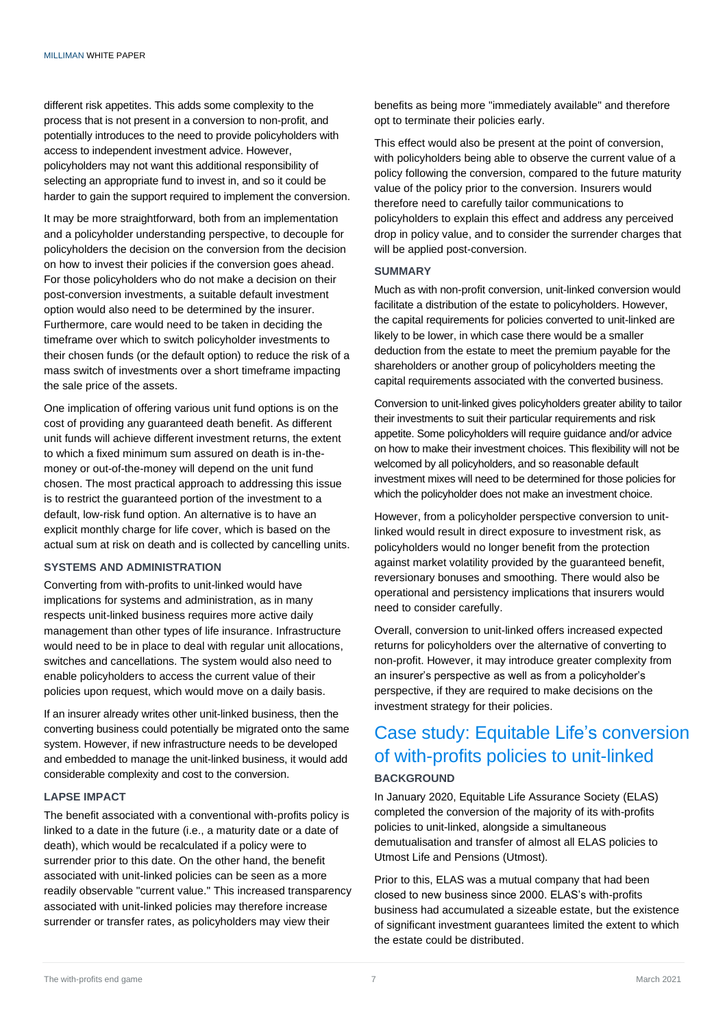different risk appetites. This adds some complexity to the process that is not present in a conversion to non-profit, and potentially introduces to the need to provide policyholders with access to independent investment advice. However, policyholders may not want this additional responsibility of selecting an appropriate fund to invest in, and so it could be harder to gain the support required to implement the conversion.

It may be more straightforward, both from an implementation and a policyholder understanding perspective, to decouple for policyholders the decision on the conversion from the decision on how to invest their policies if the conversion goes ahead. For those policyholders who do not make a decision on their post-conversion investments, a suitable default investment option would also need to be determined by the insurer. Furthermore, care would need to be taken in deciding the timeframe over which to switch policyholder investments to their chosen funds (or the default option) to reduce the risk of a mass switch of investments over a short timeframe impacting the sale price of the assets.

One implication of offering various unit fund options is on the cost of providing any guaranteed death benefit. As different unit funds will achieve different investment returns, the extent to which a fixed minimum sum assured on death is in-the-money or out-of-the-money will depend on the unit fund chosen. The most practical approach to addressing this issue is to restrict the guaranteed portion of the investment to a default, low-risk fund option. An alternative is to have an explicit monthly charge for life cover, which is based on the actual sum at risk on death and is collected by cancelling units.

### SYSTEMS AND ADMINISTRATION

Converting from with-profits to unit-linked would have implications for systems and administration, as in many respects unit-linked business requires more active daily management than other types of life insurance. Infrastructure would need to be in place to deal with regular unit allocations, switches and cancellations. The system would also need to enable policyholders to access the current value of their policies upon request, which would move on a daily basis.

If an insurer already writes other unit-linked business, then the converting business could potentially be migrated onto the same system. However, if new infrastructure needs to be developed and embedded to manage the unit-linked business, it would add considerable complexity and cost to the conversion.

### LAPSE IMPACT

The benefit associated with a conventional with-profits policy is linked to a date in the future (i.e., a maturity date or a date of death), which would be recalculated if a policy were to surrender prior to this date. On the other hand, the benefit associated with unit-linked policies can be seen as a more readily observable "current value." This increased transparency associated with unit-linked policies may therefore increase surrender or transfer rates, as policyholders may view their benefits as being more "immediately available" and therefore opt to terminate their policies early.

This effect would also be present at the point of conversion, with policyholders being able to observe the current value of a policy following the conversion, compared to the future maturity value of the policy prior to the conversion. Insurers would therefore need to carefully tailor communications to policyholders to explain this effect and address any perceived drop in policy value, and to consider the surrender charges that will be applied post-conversion.

### SUMMARY

Much as with non-profit conversion, unit-linked conversion would facilitate a distribution of the estate to policyholders. However, the capital requirements for policies converted to unit-linked are likely to be lower, in which case there would be a smaller deduction from the estate to meet the premium payable for the shareholders or another group of policyholders meeting the capital requirements associated with the converted business.

Conversion to unit-linked gives policyholders greater ability to tailor their investments to suit their particular requirements and risk appetite. Some policyholders will require guidance and/or advice on how to make their investment choices. This flexibility will not be welcomed by all policyholders, and so reasonable default investment mixes will need to be determined for those policies for which the policyholder does not make an investment choice.

However, from a policyholder perspective conversion to unit-linked would result in direct exposure to investment risk, as policyholders would no longer benefit from the protection against market volatility provided by the guaranteed benefit, reversionary bonuses and smoothing. There would also be operational and persistency implications that insurers would need to consider carefully.

Overall, conversion to unit-linked offers increased expected returns for policyholders over the alternative of converting to non-profit. However, it may introduce greater complexity from an insurer's perspective as well as from a policyholder's perspective, if they are required to make decisions on the investment strategy for their policies.

## Case study: Equitable Life's conversion of with-profits policies to unit-linked

### BACKGROUND

In January 2020, Equitable Life Assurance Society (ELAS) completed the conversion of the majority of its with-profits policies to unit-linked, alongside a simultaneous demutualisation and transfer of almost all ELAS policies to Utmost Life and Pensions (Utmost).

Prior to this, ELAS was a mutual company that had been closed to new business since 2000. ELAS's with-profits business had accumulated a sizeable estate, but the existence of significant investment guarantees limited the extent to which the estate could be distributed.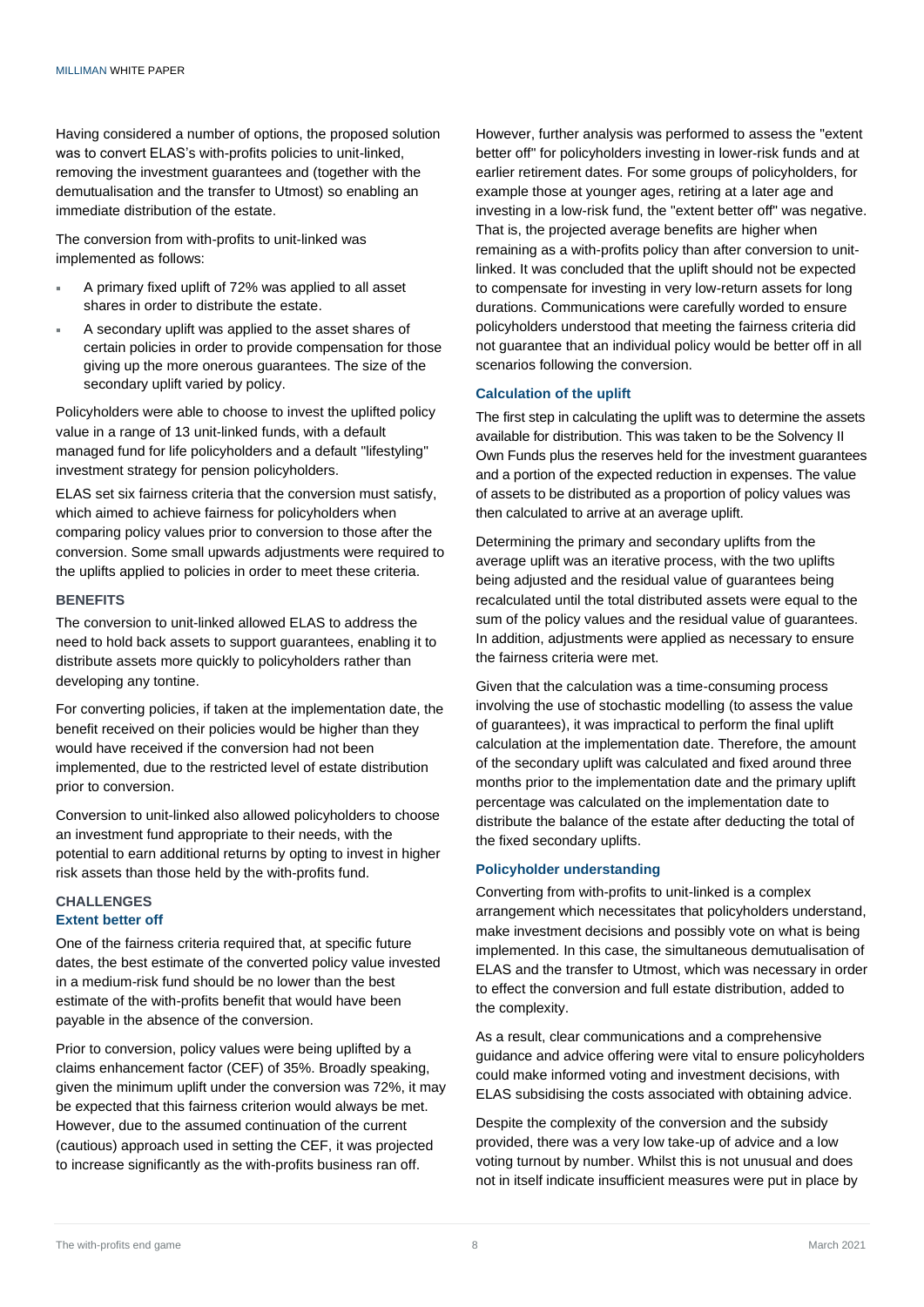Having considered a number of options, the proposed solution was to convert ELAS's with-profits policies to unit-linked, removing the investment guarantees and (together with the demutualisation and the transfer to Utmost) so enabling an immediate distribution of the estate.

The conversion from with-profits to unit-linked was implemented as follows:

- A primary fixed uplift of 72% was applied to all asset shares in order to distribute the estate.
- A secondary uplift was applied to the asset shares of certain policies in order to provide compensation for those giving up the more onerous guarantees. The size of the secondary uplift varied by policy.

Policyholders were able to choose to invest the uplifted policy value in a range of 13 unit-linked funds, with a default managed fund for life policyholders and a default "lifestyling" investment strategy for pension policyholders.

ELAS set six fairness criteria that the conversion must satisfy, which aimed to achieve fairness for policyholders when comparing policy values prior to conversion to those after the conversion. Some small upwards adjustments were required to the uplifts applied to policies in order to meet these criteria.

## BENEFITS

The conversion to unit-linked allowed ELAS to address the need to hold back assets to support guarantees, enabling it to distribute assets more quickly to policyholders rather than developing any tontine.

For converting policies, if taken at the implementation date, the benefit received on their policies would be higher than they would have received if the conversion had not been implemented, due to the restricted level of estate distribution prior to conversion.

Conversion to unit-linked also allowed policyholders to choose an investment fund appropriate to their needs, with the potential to earn additional returns by opting to invest in higher risk assets than those held by the with-profits fund.

## CHALLENGES

### Extent better off

One of the fairness criteria required that, at specific future dates, the best estimate of the converted policy value invested in a medium-risk fund should be no lower than the best estimate of the with-profits benefit that would have been payable in the absence of the conversion.

Prior to conversion, policy values were being uplifted by a claims enhancement factor (CEF) of 35%. Broadly speaking, given the minimum uplift under the conversion was 72%, it may be expected that this fairness criterion would always be met. However, due to the assumed continuation of the current (cautious) approach used in setting the CEF, it was projected to increase significantly as the with-profits business ran off.

However, further analysis was performed to assess the "extent better off" for policyholders investing in lower-risk funds and at earlier retirement dates. For some groups of policyholders, for example those at younger ages, retiring at a later age and investing in a low-risk fund, the "extent better off" was negative. That is, the projected average benefits are higher when remaining as a with-profits policy than after conversion to unit-linked. It was concluded that the uplift should not be expected to compensate for investing in very low-return assets for long durations. Communications were carefully worded to ensure policyholders understood that meeting the fairness criteria did not guarantee that an individual policy would be better off in all scenarios following the conversion.

### Calculation of the uplift

The first step in calculating the uplift was to determine the assets available for distribution. This was taken to be the Solvency II Own Funds plus the reserves held for the investment guarantees and a portion of the expected reduction in expenses. The value of assets to be distributed as a proportion of policy values was then calculated to arrive at an average uplift.

Determining the primary and secondary uplifts from the average uplift was an iterative process, with the two uplifts being adjusted and the residual value of guarantees being recalculated until the total distributed assets were equal to the sum of the policy values and the residual value of guarantees. In addition, adjustments were applied as necessary to ensure the fairness criteria were met.

Given that the calculation was a time-consuming process involving the use of stochastic modelling (to assess the value of guarantees), it was impractical to perform the final uplift calculation at the implementation date. Therefore, the amount of the secondary uplift was calculated and fixed around three months prior to the implementation date and the primary uplift percentage was calculated on the implementation date to distribute the balance of the estate after deducting the total of the fixed secondary uplifts.

### Policyholder understanding

Converting from with-profits to unit-linked is a complex arrangement which necessitates that policyholders understand, make investment decisions and possibly vote on what is being implemented. In this case, the simultaneous demutualisation of ELAS and the transfer to Utmost, which was necessary in order to effect the conversion and full estate distribution, added to the complexity.

As a result, clear communications and a comprehensive guidance and advice offering were vital to ensure policyholders could make informed voting and investment decisions, with ELAS subsidising the costs associated with obtaining advice.

Despite the complexity of the conversion and the subsidy provided, there was a very low take-up of advice and a low voting turnout by number. Whilst this is not unusual and does not in itself indicate insufficient measures were put in place by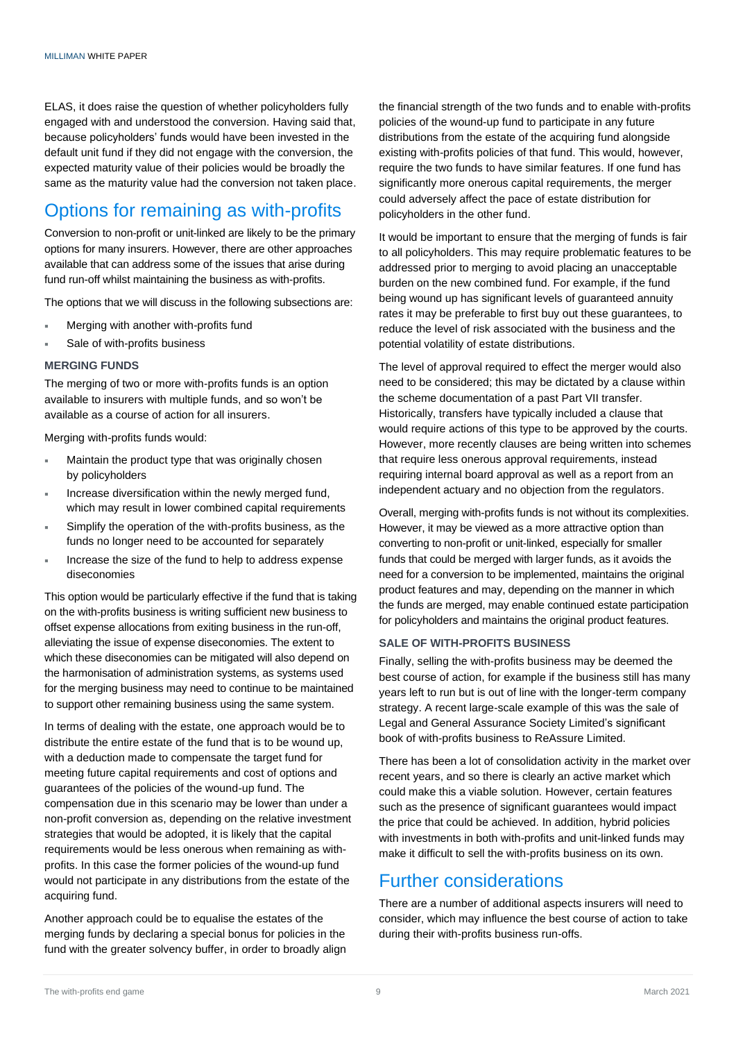ELAS, it does raise the question of whether policyholders fully engaged with and understood the conversion. Having said that, because policyholders' funds would have been invested in the default unit fund if they did not engage with the conversion, the expected maturity value of their policies would be broadly the same as the maturity value had the conversion not taken place.

## Options for remaining as with-profits

Conversion to non-profit or unit-linked are likely to be the primary options for many insurers. However, there are other approaches available that can address some of the issues that arise during fund run-off whilst maintaining the business as with-profits.

The options that we will discuss in the following subsections are:

- Merging with another with-profits fund
- Sale of with-profits business

### MERGING FUNDS

The merging of two or more with-profits funds is an option available to insurers with multiple funds, and so won't be available as a course of action for all insurers.

Merging with-profits funds would:

- Maintain the product type that was originally chosen by policyholders
- Increase diversification within the newly merged fund, which may result in lower combined capital requirements
- Simplify the operation of the with-profits business, as the funds no longer need to be accounted for separately
- Increase the size of the fund to help to address expense diseconomies

This option would be particularly effective if the fund that is taking on the with-profits business is writing sufficient new business to offset expense allocations from exiting business in the run-off, alleviating the issue of expense diseconomies. The extent to which these diseconomies can be mitigated will also depend on the harmonisation of administration systems, as systems used for the merging business may need to continue to be maintained to support other remaining business using the same system.

In terms of dealing with the estate, one approach would be to distribute the entire estate of the fund that is to be wound up, with a deduction made to compensate the target fund for meeting future capital requirements and cost of options and guarantees of the policies of the wound-up fund. The compensation due in this scenario may be lower than under a non-profit conversion as, depending on the relative investment strategies that would be adopted, it is likely that the capital requirements would be less onerous when remaining as with-profits. In this case the former policies of the wound-up fund would not participate in any distributions from the estate of the acquiring fund.

Another approach could be to equalise the estates of the merging funds by declaring a special bonus for policies in the fund with the greater solvency buffer, in order to broadly align the financial strength of the two funds and to enable with-profits policies of the wound-up fund to participate in any future distributions from the estate of the acquiring fund alongside existing with-profits policies of that fund. This would, however, require the two funds to have similar features. If one fund has significantly more onerous capital requirements, the merger could adversely affect the pace of estate distribution for policyholders in the other fund.

It would be important to ensure that the merging of funds is fair to all policyholders. This may require problematic features to be addressed prior to merging to avoid placing an unacceptable burden on the new combined fund. For example, if the fund being wound up has significant levels of guaranteed annuity rates it may be preferable to first buy out these guarantees, to reduce the level of risk associated with the business and the potential volatility of estate distributions.

The level of approval required to effect the merger would also need to be considered; this may be dictated by a clause within the scheme documentation of a past Part VII transfer. Historically, transfers have typically included a clause that would require actions of this type to be approved by the courts. However, more recently clauses are being written into schemes that require less onerous approval requirements, instead requiring internal board approval as well as a report from an independent actuary and no objection from the regulators.

Overall, merging with-profits funds is not without its complexities. However, it may be viewed as a more attractive option than converting to non-profit or unit-linked, especially for smaller funds that could be merged with larger funds, as it avoids the need for a conversion to be implemented, maintains the original product features and may, depending on the manner in which the funds are merged, may enable continued estate participation for policyholders and maintains the original product features.

### SALE OF WITH-PROFITS BUSINESS

Finally, selling the with-profits business may be deemed the best course of action, for example if the business still has many years left to run but is out of line with the longer-term company strategy. A recent large-scale example of this was the sale of Legal and General Assurance Society Limited's significant book of with-profits business to ReAssure Limited.

There has been a lot of consolidation activity in the market over recent years, and so there is clearly an active market which could make this a viable solution. However, certain features such as the presence of significant guarantees would impact the price that could be achieved. In addition, hybrid policies with investments in both with-profits and unit-linked funds may make it difficult to sell the with-profits business on its own.

## Further considerations

There are a number of additional aspects insurers will need to consider, which may influence the best course of action to take during their with-profits business run-offs.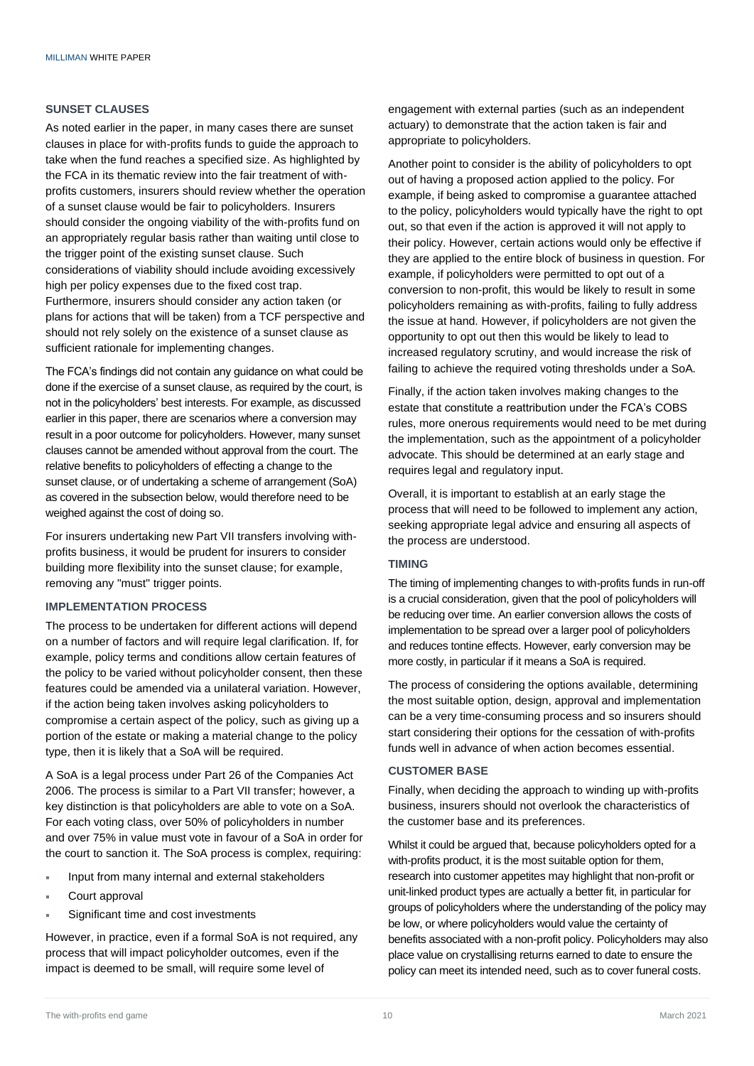### SUNSET CLAUSES

As noted earlier in the paper, in many cases there are sunset clauses in place for with-profits funds to guide the approach to take when the fund reaches a specified size. As highlighted by the FCA in its thematic review into the fair treatment of with-profits customers, insurers should review whether the operation of a sunset clause would be fair to policyholders. Insurers should consider the ongoing viability of the with-profits fund on an appropriately regular basis rather than waiting until close to the trigger point of the existing sunset clause. Such considerations of viability should include avoiding excessively high per policy expenses due to the fixed cost trap. Furthermore, insurers should consider any action taken (or plans for actions that will be taken) from a TCF perspective and should not rely solely on the existence of a sunset clause as sufficient rationale for implementing changes.

The FCA's findings did not contain any guidance on what could be done if the exercise of a sunset clause, as required by the court, is not in the policyholders' best interests. For example, as discussed earlier in this paper, there are scenarios where a conversion may result in a poor outcome for policyholders. However, many sunset clauses cannot be amended without approval from the court. The relative benefits to policyholders of effecting a change to the sunset clause, or of undertaking a scheme of arrangement (SoA) as covered in the subsection below, would therefore need to be weighed against the cost of doing so.

For insurers undertaking new Part VII transfers involving with-profits business, it would be prudent for insurers to consider building more flexibility into the sunset clause; for example, removing any "must" trigger points.

### IMPLEMENTATION PROCESS

The process to be undertaken for different actions will depend on a number of factors and will require legal clarification. If, for example, policy terms and conditions allow certain features of the policy to be varied without policyholder consent, then these features could be amended via a unilateral variation. However, if the action being taken involves asking policyholders to compromise a certain aspect of the policy, such as giving up a portion of the estate or making a material change to the policy type, then it is likely that a SoA will be required.

A SoA is a legal process under Part 26 of the Companies Act 2006. The process is similar to a Part VII transfer; however, a key distinction is that policyholders are able to vote on a SoA. For each voting class, over 50% of policyholders in number and over 75% in value must vote in favour of a SoA in order for the court to sanction it. The SoA process is complex, requiring:

- Input from many internal and external stakeholders
- Court approval
- Significant time and cost investments

However, in practice, even if a formal SoA is not required, any process that will impact policyholder outcomes, even if the impact is deemed to be small, will require some level of engagement with external parties (such as an independent actuary) to demonstrate that the action taken is fair and appropriate to policyholders.

Another point to consider is the ability of policyholders to opt out of having a proposed action applied to the policy. For example, if being asked to compromise a guarantee attached to the policy, policyholders would typically have the right to opt out, so that even if the action is approved it will not apply to their policy. However, certain actions would only be effective if they are applied to the entire block of business in question. For example, if policyholders were permitted to opt out of a conversion to non-profit, this would be likely to result in some policyholders remaining as with-profits, failing to fully address the issue at hand. However, if policyholders are not given the opportunity to opt out then this would be likely to lead to increased regulatory scrutiny, and would increase the risk of failing to achieve the required voting thresholds under a SoA.

Finally, if the action taken involves making changes to the estate that constitute a reattribution under the FCA's COBS rules, more onerous requirements would need to be met during the implementation, such as the appointment of a policyholder advocate. This should be determined at an early stage and requires legal and regulatory input.

Overall, it is important to establish at an early stage the process that will need to be followed to implement any action, seeking appropriate legal advice and ensuring all aspects of the process are understood.

### TIMING

The timing of implementing changes to with-profits funds in run-off is a crucial consideration, given that the pool of policyholders will be reducing over time. An earlier conversion allows the costs of implementation to be spread over a larger pool of policyholders and reduces tontine effects. However, early conversion may be more costly, in particular if it means a SoA is required.

The process of considering the options available, determining the most suitable option, design, approval and implementation can be a very time-consuming process and so insurers should start considering their options for the cessation of with-profits funds well in advance of when action becomes essential.

### CUSTOMER BASE

Finally, when deciding the approach to winding up with-profits business, insurers should not overlook the characteristics of the customer base and its preferences.

Whilst it could be argued that, because policyholders opted for a with-profits product, it is the most suitable option for them, research into customer appetites may highlight that non-profit or unit-linked product types are actually a better fit, in particular for groups of policyholders where the understanding of the policy may be low, or where policyholders would value the certainty of benefits associated with a non-profit policy. Policyholders may also place value on crystallising returns earned to date to ensure the policy can meet its intended need, such as to cover funeral costs.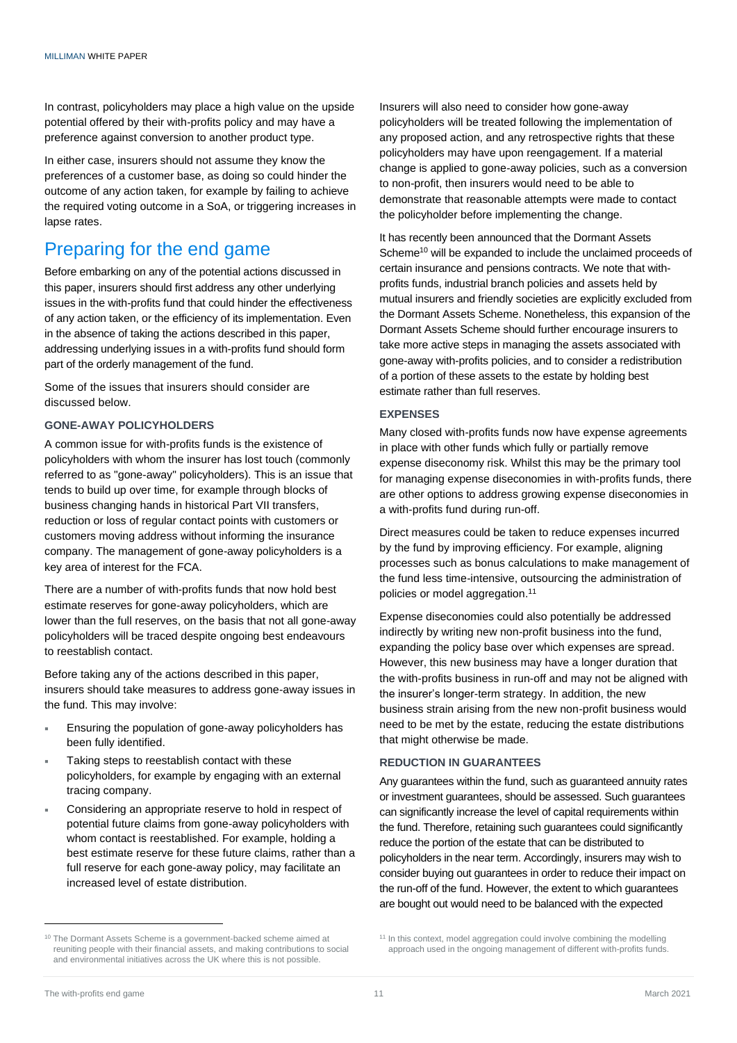In contrast, policyholders may place a high value on the upside potential offered by their with-profits policy and may have a preference against conversion to another product type.

In either case, insurers should not assume they know the preferences of a customer base, as doing so could hinder the outcome of any action taken, for example by failing to achieve the required voting outcome in a SoA, or triggering increases in lapse rates.

## Preparing for the end game

Before embarking on any of the potential actions discussed in this paper, insurers should first address any other underlying issues in the with-profits fund that could hinder the effectiveness of any action taken, or the efficiency of its implementation. Even in the absence of taking the actions described in this paper, addressing underlying issues in a with-profits fund should form part of the orderly management of the fund.

Some of the issues that insurers should consider are discussed below.

### GONE-AWAY POLICYHOLDERS

A common issue for with-profits funds is the existence of policyholders with whom the insurer has lost touch (commonly referred to as "gone-away" policyholders). This is an issue that tends to build up over time, for example through blocks of business changing hands in historical Part VII transfers, reduction or loss of regular contact points with customers or customers moving address without informing the insurance company. The management of gone-away policyholders is a key area of interest for the FCA.

There are a number of with-profits funds that now hold best estimate reserves for gone-away policyholders, which are lower than the full reserves, on the basis that not all gone-away policyholders will be traced despite ongoing best endeavours to reestablish contact.

Before taking any of the actions described in this paper, insurers should take measures to address gone-away issues in the fund. This may involve:

- Ensuring the population of gone-away policyholders has been fully identified.
- Taking steps to reestablish contact with these policyholders, for example by engaging with an external tracing company.
- Considering an appropriate reserve to hold in respect of potential future claims from gone-away policyholders with whom contact is reestablished. For example, holding a best estimate reserve for these future claims, rather than a full reserve for each gone-away policy, may facilitate an increased level of estate distribution.

Insurers will also need to consider how gone-away policyholders will be treated following the implementation of any proposed action, and any retrospective rights that these policyholders may have upon reengagement. If a material change is applied to gone-away policies, such as a conversion to non-profit, then insurers would need to be able to demonstrate that reasonable attempts were made to contact the policyholder before implementing the change.

It has recently been announced that the Dormant Assets Scheme[10] will be expanded to include the unclaimed proceeds of certain insurance and pensions contracts. We note that with-profits funds, industrial branch policies and assets held by mutual insurers and friendly societies are explicitly excluded from the Dormant Assets Scheme. Nonetheless, this expansion of the Dormant Assets Scheme should further encourage insurers to take more active steps in managing the assets associated with gone-away with-profits policies, and to consider a redistribution of a portion of these assets to the estate by holding best estimate rather than full reserves.

### EXPENSES

Many closed with-profits funds now have expense agreements in place with other funds which fully or partially remove expense diseconomy risk. Whilst this may be the primary tool for managing expense diseconomies in with-profits funds, there are other options to address growing expense diseconomies in a with-profits fund during run-off.

Direct measures could be taken to reduce expenses incurred by the fund by improving efficiency. For example, aligning processes such as bonus calculations to make management of the fund less time-intensive, outsourcing the administration of policies or model aggregation.[11]

Expense diseconomies could also potentially be addressed indirectly by writing new non-profit business into the fund, expanding the policy base over which expenses are spread. However, this new business may have a longer duration that the with-profits business in run-off and may not be aligned with the insurer's longer-term strategy. In addition, the new business strain arising from the new non-profit business would need to be met by the estate, reducing the estate distributions that might otherwise be made.

### REDUCTION IN GUARANTEES

Any guarantees within the fund, such as guaranteed annuity rates or investment guarantees, should be assessed. Such guarantees can significantly increase the level of capital requirements within the fund. Therefore, retaining such guarantees could significantly reduce the portion of the estate that can be distributed to policyholders in the near term. Accordingly, insurers may wish to consider buying out guarantees in order to reduce their impact on the run-off of the fund. However, the extent to which guarantees are bought out would need to be balanced with the expected

---

[10] The Dormant Assets Scheme is a government-backed scheme aimed at reuniting people with their financial assets, and making contributions to social and environmental initiatives across the UK where this is not possible.

[11] In this context, model aggregation could involve combining the modelling approach used in the ongoing management of different with-profits funds.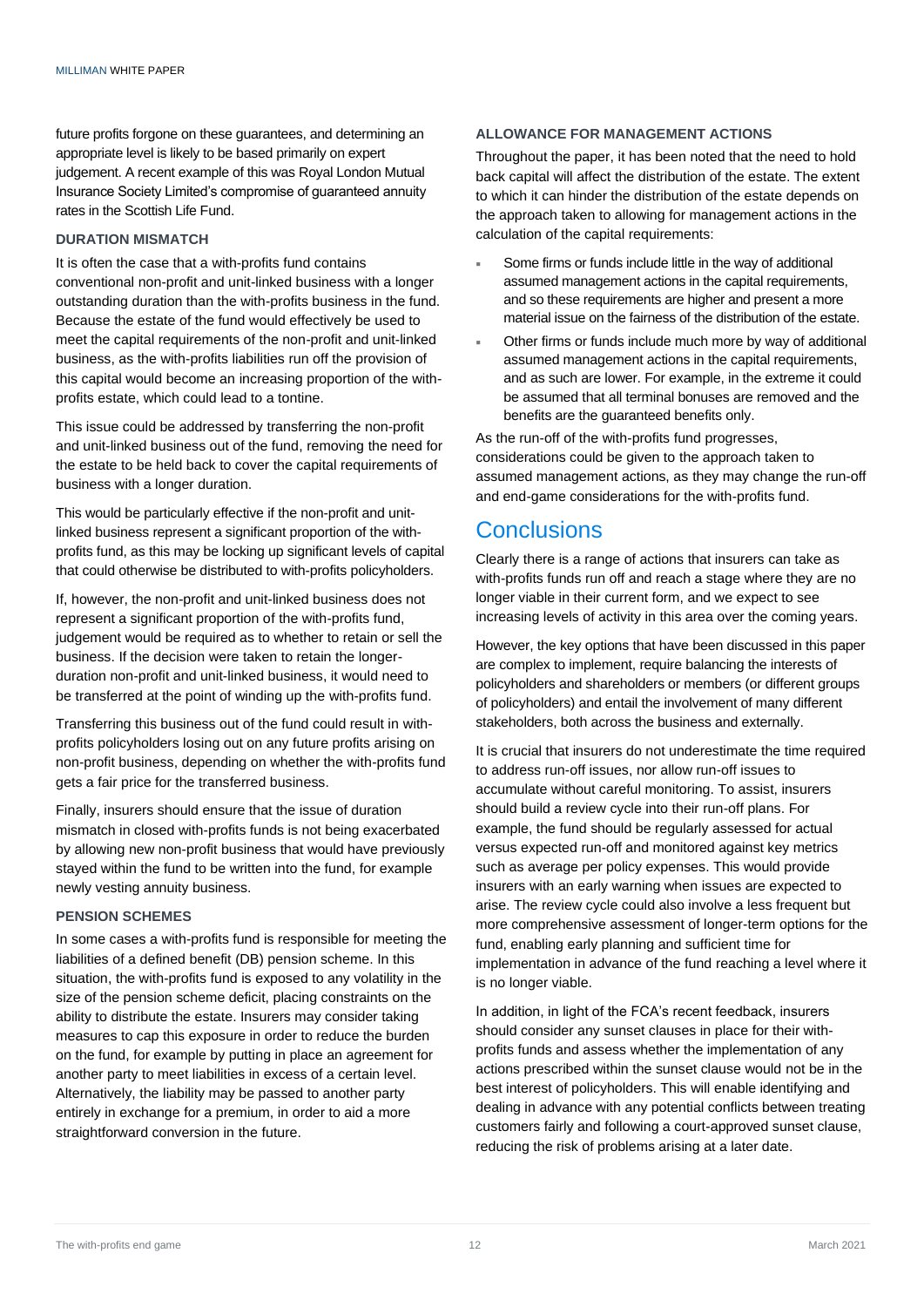future profits forgone on these guarantees, and determining an appropriate level is likely to be based primarily on expert judgement. A recent example of this was Royal London Mutual Insurance Society Limited's compromise of guaranteed annuity rates in the Scottish Life Fund.

### DURATION MISMATCH

It is often the case that a with-profits fund contains conventional non-profit and unit-linked business with a longer outstanding duration than the with-profits business in the fund. Because the estate of the fund would effectively be used to meet the capital requirements of the non-profit and unit-linked business, as the with-profits liabilities run off the provision of this capital would become an increasing proportion of the with-profits estate, which could lead to a tontine.

This issue could be addressed by transferring the non-profit and unit-linked business out of the fund, removing the need for the estate to be held back to cover the capital requirements of business with a longer duration.

This would be particularly effective if the non-profit and unit-linked business represent a significant proportion of the with-profits fund, as this may be locking up significant levels of capital that could otherwise be distributed to with-profits policyholders.

If, however, the non-profit and unit-linked business does not represent a significant proportion of the with-profits fund, judgement would be required as to whether to retain or sell the business. If the decision were taken to retain the longer-duration non-profit and unit-linked business, it would need to be transferred at the point of winding up the with-profits fund.

Transferring this business out of the fund could result in with-profits policyholders losing out on any future profits arising on non-profit business, depending on whether the with-profits fund gets a fair price for the transferred business.

Finally, insurers should ensure that the issue of duration mismatch in closed with-profits funds is not being exacerbated by allowing new non-profit business that would have previously stayed within the fund to be written into the fund, for example newly vesting annuity business.

### PENSION SCHEMES

In some cases a with-profits fund is responsible for meeting the liabilities of a defined benefit (DB) pension scheme. In this situation, the with-profits fund is exposed to any volatility in the size of the pension scheme deficit, placing constraints on the ability to distribute the estate. Insurers may consider taking measures to cap this exposure in order to reduce the burden on the fund, for example by putting in place an agreement for another party to meet liabilities in excess of a certain level. Alternatively, the liability may be passed to another party entirely in exchange for a premium, in order to aid a more straightforward conversion in the future.

### ALLOWANCE FOR MANAGEMENT ACTIONS

Throughout the paper, it has been noted that the need to hold back capital will affect the distribution of the estate. The extent to which it can hinder the distribution of the estate depends on the approach taken to allowing for management actions in the calculation of the capital requirements:

- Some firms or funds include little in the way of additional assumed management actions in the capital requirements, and so these requirements are higher and present a more material issue on the fairness of the distribution of the estate.
- Other firms or funds include much more by way of additional assumed management actions in the capital requirements, and as such are lower. For example, in the extreme it could be assumed that all terminal bonuses are removed and the benefits are the guaranteed benefits only.

As the run-off of the with-profits fund progresses, considerations could be given to the approach taken to assumed management actions, as they may change the run-off and end-game considerations for the with-profits fund.

## Conclusions

Clearly there is a range of actions that insurers can take as with-profits funds run off and reach a stage where they are no longer viable in their current form, and we expect to see increasing levels of activity in this area over the coming years.

However, the key options that have been discussed in this paper are complex to implement, require balancing the interests of policyholders and shareholders or members (or different groups of policyholders) and entail the involvement of many different stakeholders, both across the business and externally.

It is crucial that insurers do not underestimate the time required to address run-off issues, nor allow run-off issues to accumulate without careful monitoring. To assist, insurers should build a review cycle into their run-off plans. For example, the fund should be regularly assessed for actual versus expected run-off and monitored against key metrics such as average per policy expenses. This would provide insurers with an early warning when issues are expected to arise. The review cycle could also involve a less frequent but more comprehensive assessment of longer-term options for the fund, enabling early planning and sufficient time for implementation in advance of the fund reaching a level where it is no longer viable.

In addition, in light of the FCA's recent feedback, insurers should consider any sunset clauses in place for their with-profits funds and assess whether the implementation of any actions prescribed within the sunset clause would not be in the best interest of policyholders. This will enable identifying and dealing in advance with any potential conflicts between treating customers fairly and following a court-approved sunset clause, reducing the risk of problems arising at a later date.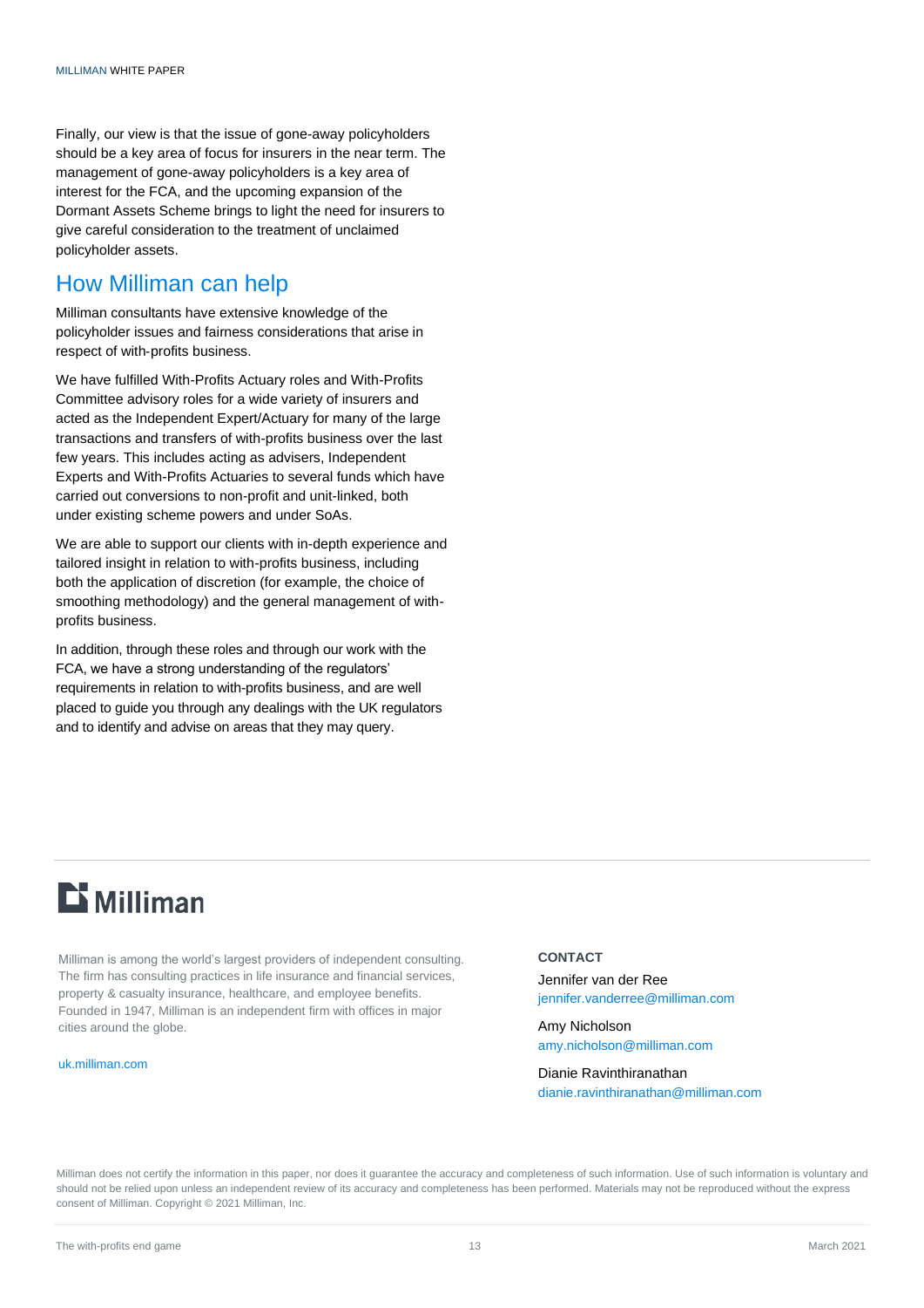Finally, our view is that the issue of gone-away policyholders should be a key area of focus for insurers in the near term. The management of gone-away policyholders is a key area of interest for the FCA, and the upcoming expansion of the Dormant Assets Scheme brings to light the need for insurers to give careful consideration to the treatment of unclaimed policyholder assets.

## How Milliman can help

Milliman consultants have extensive knowledge of the policyholder issues and fairness considerations that arise in respect of with-profits business.

We have fulfilled With-Profits Actuary roles and With-Profits Committee advisory roles for a wide variety of insurers and acted as the Independent Expert/Actuary for many of the large transactions and transfers of with-profits business over the last few years. This includes acting as advisers, Independent Experts and With-Profits Actuaries to several funds which have carried out conversions to non-profit and unit-linked, both under existing scheme powers and under SoAs.

We are able to support our clients with in-depth experience and tailored insight in relation to with-profits business, including both the application of discretion (for example, the choice of smoothing methodology) and the general management of with-profits business.

In addition, through these roles and through our work with the FCA, we have a strong understanding of the regulators' requirements in relation to with-profits business, and are well placed to guide you through any dealings with the UK regulators and to identify and advise on areas that they may query.

**Milliman**

Milliman is among the world's largest providers of independent consulting. The firm has consulting practices in life insurance and financial services, property & casualty insurance, healthcare, and employee benefits. Founded in 1947, Milliman is an independent firm with offices in major cities around the globe.

uk.milliman.com

**CONTACT**

Jennifer van der Ree
jennifer.vanderree@milliman.com

Amy Nicholson
amy.nicholson@milliman.com

Dianie Ravinthiranathan
dianie.ravinthiranathan@milliman.com

Milliman does not certify the information in this paper, nor does it guarantee the accuracy and completeness of such information. Use of such information is voluntary and should not be relied upon unless an independent review of its accuracy and completeness has been performed. Materials may not be reproduced without the express consent of Milliman. Copyright © 2021 Milliman, Inc.